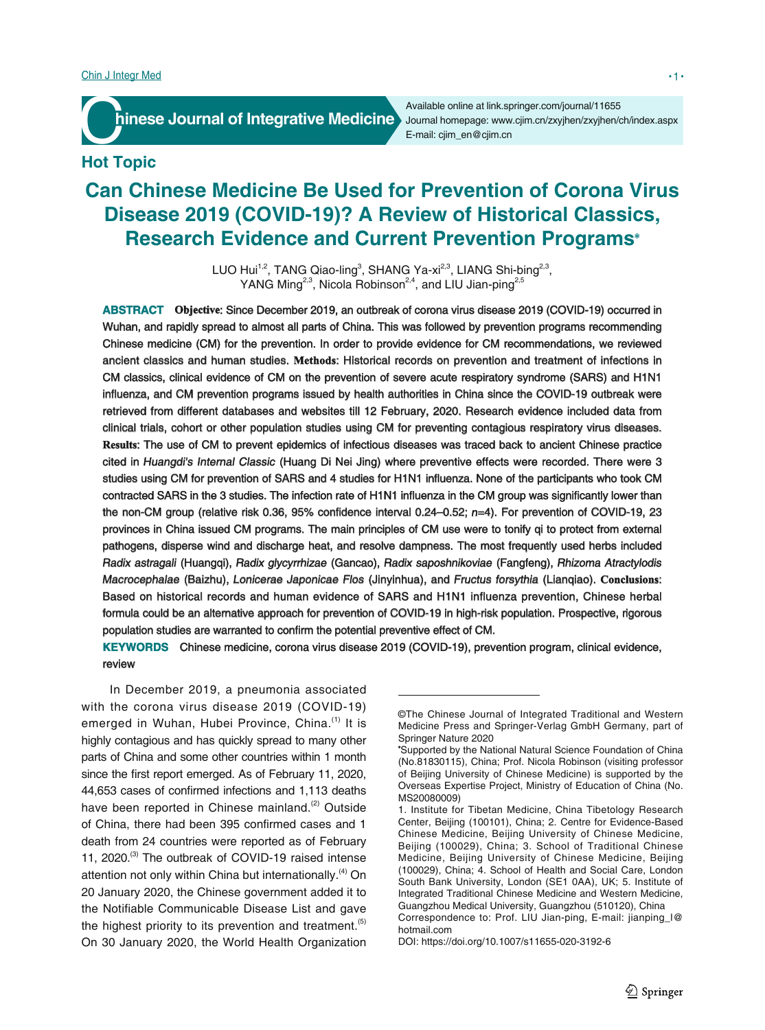## Hot Topic

# Can Chinese Medicine Be Used for Prevention of Corona Virus Disease 2019 (COVID-19)? A Review of Historical Classics, Research Evidence and Current Prevention Programs*

LUO Hui[1,2], TANG Qiao-ling[3], SHANG Ya-xi[2,3], LIANG Shi-bing[2,3], YANG Ming[2,3], Nicola Robinson[2,4], and LIU Jian-ping[2,5]

**ABSTRACT** **Objective:** Since December 2019, an outbreak of corona virus disease 2019 (COVID-19) occurred in Wuhan, and rapidly spread to almost all parts of China. This was followed by prevention programs recommending Chinese medicine (CM) for the prevention. In order to provide evidence for CM recommendations, we reviewed ancient classics and human studies. **Methods:** Historical records on prevention and treatment of infections in CM classics, clinical evidence of CM on the prevention of severe acute respiratory syndrome (SARS) and H1N1 influenza, and CM prevention programs issued by health authorities in China since the COVID-19 outbreak were retrieved from different databases and websites till 12 February, 2020. Research evidence included data from clinical trials, cohort or other population studies using CM for preventing contagious respiratory virus diseases. **Results:** The use of CM to prevent epidemics of infectious diseases was traced back to ancient Chinese practice cited in *Huangdi's Internal Classic* (Huang Di Nei Jing) where preventive effects were recorded. There were 3 studies using CM for prevention of SARS and 4 studies for H1N1 influenza. None of the participants who took CM contracted SARS in the 3 studies. The infection rate of H1N1 influenza in the CM group was significantly lower than the non-CM group (relative risk 0.36, 95% confidence interval 0.24–0.52; $n$=4). For prevention of COVID-19, 23 provinces in China issued CM programs. The main principles of CM use were to tonify qi to protect from external pathogens, disperse wind and discharge heat, and resolve dampness. The most frequently used herbs included *Radix astragali* (Huangqi), *Radix glycyrrhizae* (Gancao), *Radix saposhnikoviae* (Fangfeng), *Rhizoma Atractylodis Macrocephalae* (Baizhu), *Lonicerae Japonicae Flos* (Jinyinhua), and *Fructus forsythia* (Lianqiao). **Conclusions:** Based on historical records and human evidence of SARS and H1N1 influenza prevention, Chinese herbal formula could be an alternative approach for prevention of COVID-19 in high-risk population. Prospective, rigorous population studies are warranted to confirm the potential preventive effect of CM.

**KEYWORDS** Chinese medicine, corona virus disease 2019 (COVID-19), prevention program, clinical evidence, review

In December 2019, a pneumonia associated with the corona virus disease 2019 (COVID-19) emerged in Wuhan, Hubei Province, China.[1] It is highly contagious and has quickly spread to many other parts of China and some other countries within 1 month since the first report emerged. As of February 11, 2020, 44,653 cases of confirmed infections and 1,113 deaths have been reported in Chinese mainland.[2] Outside of China, there had been 395 confirmed cases and 1 death from 24 countries were reported as of February 11, 2020.[3] The outbreak of COVID-19 raised intense attention not only within China but internationally.[4] On 20 January 2020, the Chinese government added it to the Notifiable Communicable Disease List and gave the highest priority to its prevention and treatment.[5] On 30 January 2020, the World Health Organization

---

©The Chinese Journal of Integrated Traditional and Western Medicine Press and Springer-Verlag GmbH Germany, part of Springer Nature 2020

*Supported by the National Natural Science Foundation of China (No.81830115), China; Prof. Nicola Robinson (visiting professor of Beijing University of Chinese Medicine) is supported by the Overseas Expertise Project, Ministry of Education of China (No. MS20080009)

1. Institute for Tibetan Medicine, China Tibetology Research Center, Beijing (100101), China; 2. Centre for Evidence-Based Chinese Medicine, Beijing University of Chinese Medicine, Beijing (100029), China; 3. School of Traditional Chinese Medicine, Beijing University of Chinese Medicine, Beijing (100029), China; 4. School of Health and Social Care, London South Bank University, London (SE1 0AA), UK; 5. Institute of Integrated Traditional Chinese Medicine and Western Medicine, Guangzhou Medical University, Guangzhou (510120), China

Correspondence to: Prof. LIU Jian-ping, E-mail: jianping_l@hotmail.com

DOI: https://doi.org/10.1007/s11655-020-3192-6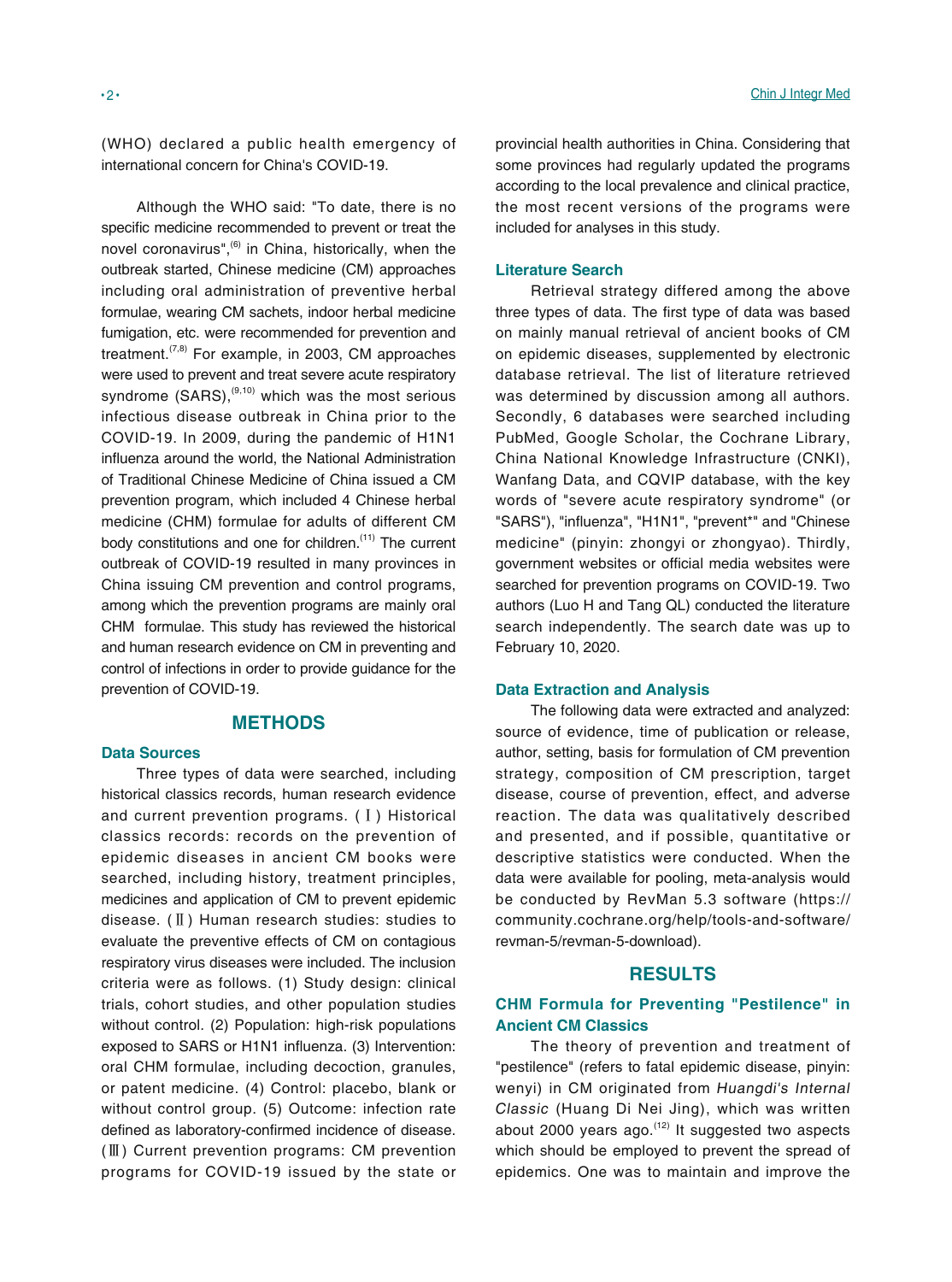(WHO) declared a public health emergency of international concern for China's COVID-19.

Although the WHO said: "To date, there is no specific medicine recommended to prevent or treat the novel coronavirus",[6] in China, historically, when the outbreak started, Chinese medicine (CM) approaches including oral administration of preventive herbal formulae, wearing CM sachets, indoor herbal medicine fumigation, etc. were recommended for prevention and treatment.[7,8] For example, in 2003, CM approaches were used to prevent and treat severe acute respiratory syndrome (SARS),[9,10] which was the most serious infectious disease outbreak in China prior to the COVID-19. In 2009, during the pandemic of H1N1 influenza around the world, the National Administration of Traditional Chinese Medicine of China issued a CM prevention program, which included 4 Chinese herbal medicine (CHM) formulae for adults of different CM body constitutions and one for children.[11] The current outbreak of COVID-19 resulted in many provinces in China issuing CM prevention and control programs, among which the prevention programs are mainly oral CHM formulae. This study has reviewed the historical and human research evidence on CM in preventing and control of infections in order to provide guidance for the prevention of COVID-19.

## METHODS

### Data Sources

Three types of data were searched, including historical classics records, human research evidence and current prevention programs. (Ⅰ) Historical classics records: records on the prevention of epidemic diseases in ancient CM books were searched, including history, treatment principles, medicines and application of CM to prevent epidemic disease. (Ⅱ) Human research studies: studies to evaluate the preventive effects of CM on contagious respiratory virus diseases were included. The inclusion criteria were as follows. (1) Study design: clinical trials, cohort studies, and other population studies without control. (2) Population: high-risk populations exposed to SARS or H1N1 influenza. (3) Intervention: oral CHM formulae, including decoction, granules, or patent medicine. (4) Control: placebo, blank or without control group. (5) Outcome: infection rate defined as laboratory-confirmed incidence of disease. (Ⅲ) Current prevention programs: CM prevention programs for COVID-19 issued by the state or provincial health authorities in China. Considering that some provinces had regularly updated the programs according to the local prevalence and clinical practice, the most recent versions of the programs were included for analyses in this study.

### Literature Search

Retrieval strategy differed among the above three types of data. The first type of data was based on mainly manual retrieval of ancient books of CM on epidemic diseases, supplemented by electronic database retrieval. The list of literature retrieved was determined by discussion among all authors. Secondly, 6 databases were searched including PubMed, Google Scholar, the Cochrane Library, China National Knowledge Infrastructure (CNKI), Wanfang Data, and CQVIP database, with the key words of "severe acute respiratory syndrome" (or "SARS"), "influenza", "H1N1", "prevent*" and "Chinese medicine" (pinyin: zhongyi or zhongyao). Thirdly, government websites or official media websites were searched for prevention programs on COVID-19. Two authors (Luo H and Tang QL) conducted the literature search independently. The search date was up to February 10, 2020.

### Data Extraction and Analysis

The following data were extracted and analyzed: source of evidence, time of publication or release, author, setting, basis for formulation of CM prevention strategy, composition of CM prescription, target disease, course of prevention, effect, and adverse reaction. The data was qualitatively described and presented, and if possible, quantitative or descriptive statistics were conducted. When the data were available for pooling, meta-analysis would be conducted by RevMan 5.3 software (https://community.cochrane.org/help/tools-and-software/revman-5/revman-5-download).

## RESULTS

### CHM Formula for Preventing "Pestilence" in Ancient CM Classics

The theory of prevention and treatment of "pestilence" (refers to fatal epidemic disease, pinyin: wenyi) in CM originated from *Huangdi's Internal Classic* (Huang Di Nei Jing), which was written about 2000 years ago.[12] It suggested two aspects which should be employed to prevent the spread of epidemics. One was to maintain and improve the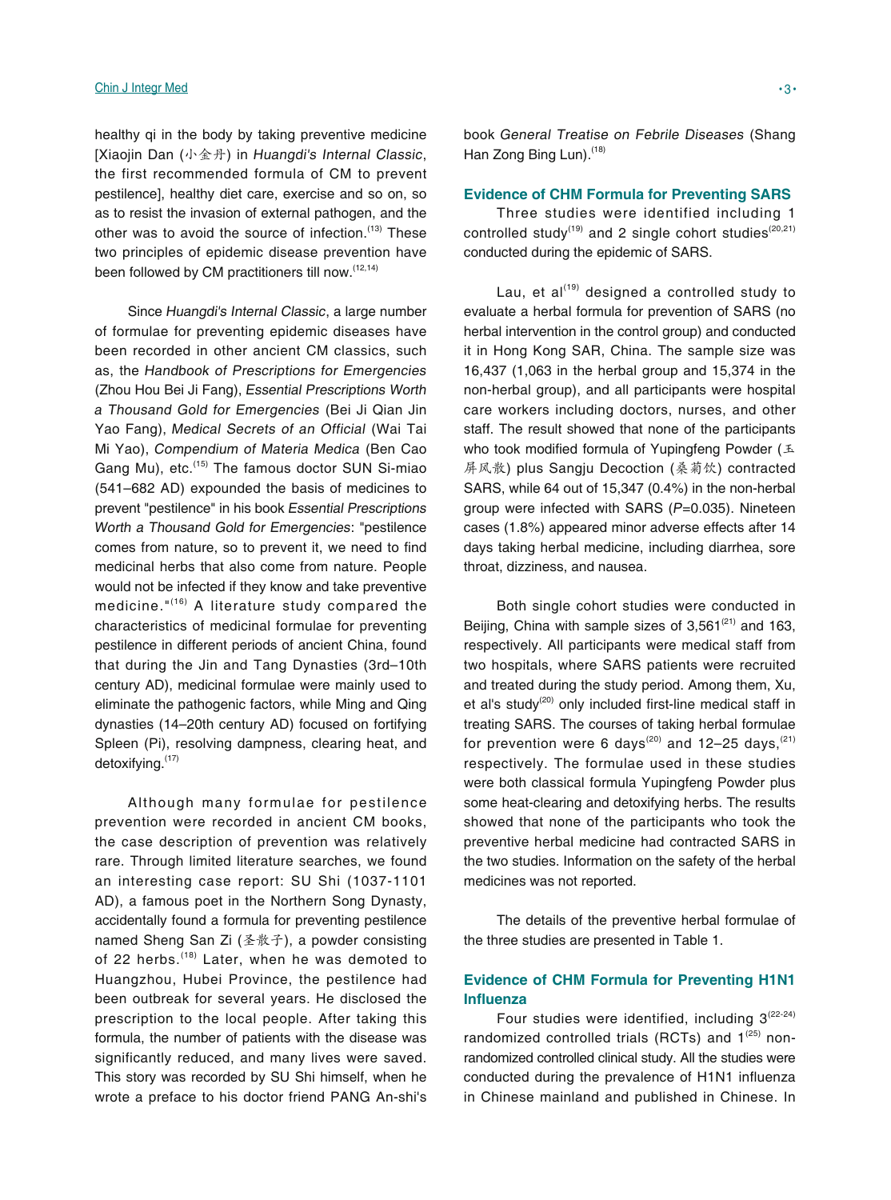healthy qi in the body by taking preventive medicine [Xiaojin Dan (小金丹) in *Huangdi's Internal Classic*, the first recommended formula of CM to prevent pestilence], healthy diet care, exercise and so on, so as to resist the invasion of external pathogen, and the other was to avoid the source of infection.[13] These two principles of epidemic disease prevention have been followed by CM practitioners till now.[12,14]

Since *Huangdi's Internal Classic*, a large number of formulae for preventing epidemic diseases have been recorded in other ancient CM classics, such as, the *Handbook of Prescriptions for Emergencies* (Zhou Hou Bei Ji Fang), *Essential Prescriptions Worth a Thousand Gold for Emergencies* (Bei Ji Qian Jin Yao Fang), *Medical Secrets of an Official* (Wai Tai Mi Yao), *Compendium of Materia Medica* (Ben Cao Gang Mu), etc.[15] The famous doctor SUN Si-miao (541–682 AD) expounded the basis of medicines to prevent "pestilence" in his book *Essential Prescriptions Worth a Thousand Gold for Emergencies*: "pestilence comes from nature, so to prevent it, we need to find medicinal herbs that also come from nature. People would not be infected if they know and take preventive medicine."[16] A literature study compared the characteristics of medicinal formulae for preventing pestilence in different periods of ancient China, found that during the Jin and Tang Dynasties (3rd–10th century AD), medicinal formulae were mainly used to eliminate the pathogenic factors, while Ming and Qing dynasties (14–20th century AD) focused on fortifying Spleen (Pi), resolving dampness, clearing heat, and detoxifying.[17]

Although many formulae for pestilence prevention were recorded in ancient CM books, the case description of prevention was relatively rare. Through limited literature searches, we found an interesting case report: SU Shi (1037-1101 AD), a famous poet in the Northern Song Dynasty, accidentally found a formula for preventing pestilence named Sheng San Zi (圣散子), a powder consisting of 22 herbs.[18] Later, when he was demoted to Huangzhou, Hubei Province, the pestilence had been outbreak for several years. He disclosed the prescription to the local people. After taking this formula, the number of patients with the disease was significantly reduced, and many lives were saved. This story was recorded by SU Shi himself, when he wrote a preface to his doctor friend PANG An-shi's book *General Treatise on Febrile Diseases* (Shang Han Zong Bing Lun).[18]

## Evidence of CHM Formula for Preventing SARS

Three studies were identified including 1 controlled study[19] and 2 single cohort studies[20,21] conducted during the epidemic of SARS.

Lau, et al[19] designed a controlled study to evaluate a herbal formula for prevention of SARS (no herbal intervention in the control group) and conducted it in Hong Kong SAR, China. The sample size was 16,437 (1,063 in the herbal group and 15,374 in the non-herbal group), and all participants were hospital care workers including doctors, nurses, and other staff. The result showed that none of the participants who took modified formula of Yupingfeng Powder (玉屏风散) plus Sangju Decoction (桑菊饮) contracted SARS, while 64 out of 15,347 (0.4%) in the non-herbal group were infected with SARS ($P$=0.035). Nineteen cases (1.8%) appeared minor adverse effects after 14 days taking herbal medicine, including diarrhea, sore throat, dizziness, and nausea.

Both single cohort studies were conducted in Beijing, China with sample sizes of 3,561[21] and 163, respectively. All participants were medical staff from two hospitals, where SARS patients were recruited and treated during the study period. Among them, Xu, et al's study[20] only included first-line medical staff in treating SARS. The courses of taking herbal formulae for prevention were 6 days[20] and 12–25 days,[21] respectively. The formulae used in these studies were both classical formula Yupingfeng Powder plus some heat-clearing and detoxifying herbs. The results showed that none of the participants who took the preventive herbal medicine had contracted SARS in the two studies. Information on the safety of the herbal medicines was not reported.

The details of the preventive herbal formulae of the three studies are presented in Table 1.

## Evidence of CHM Formula for Preventing H1N1 Influenza

Four studies were identified, including 3[22-24] randomized controlled trials (RCTs) and 1[25] non-randomized controlled clinical study. All the studies were conducted during the prevalence of H1N1 influenza in Chinese mainland and published in Chinese. In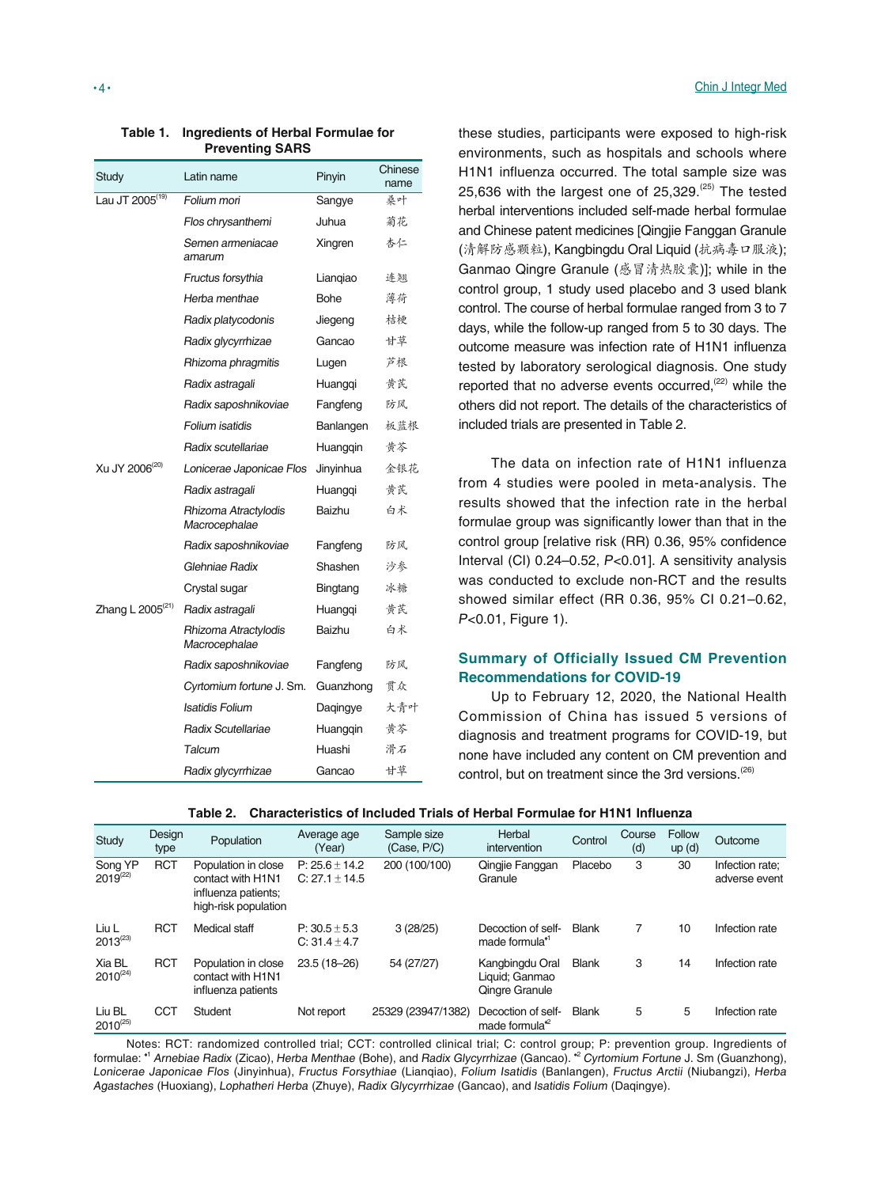**Table 1. Ingredients of Herbal Formulae for Preventing SARS**

| Study | Latin name | Pinyin | Chinese name |
|---|---|---|---|
| Lau JT 2005[19] | *Folium mori* | Sangye | 桑叶 |
| | *Flos chrysanthemi* | Juhua | 菊花 |
| | *Semen armeniacae amarum* | Xingren | 杏仁 |
| | *Fructus forsythia* | Lianqiao | 连翘 |
| | *Herba menthae* | Bohe | 薄荷 |
| | *Radix platycodonis* | Jiegeng | 桔梗 |
| | *Radix glycyrrhizae* | Gancao | 甘草 |
| | *Rhizoma phragmitis* | Lugen | 芦根 |
| | *Radix astragali* | Huangqi | 黄芪 |
| | *Radix saposhnikoviae* | Fangfeng | 防风 |
| | *Folium isatidis* | Banlangen | 板蓝根 |
| | *Radix scutellariae* | Huangqin | 黄芩 |
| Xu JY 2006[20] | *Lonicerae Japonicae Flos* | Jinyinhua | 金银花 |
| | *Radix astragali* | Huangqi | 黄芪 |
| | *Rhizoma Atractylodis Macrocephalae* | Baizhu | 白术 |
| | *Radix saposhnikoviae* | Fangfeng | 防风 |
| | *Glehniae Radix* | Shashen | 沙参 |
| | Crystal sugar | Bingtang | 冰糖 |
| Zhang L 2005[21] | *Radix astragali* | Huangqi | 黄芪 |
| | *Rhizoma Atractylodis Macrocephalae* | Baizhu | 白术 |
| | *Radix saposhnikoviae* | Fangfeng | 防风 |
| | *Cyrtomium fortune* J. Sm. | Guanzhong | 贯众 |
| | *Isatidis Folium* | Daqingye | 大青叶 |
| | *Radix Scutellariae* | Huangqin | 黄芩 |
| | *Talcum* | Huashi | 滑石 |
| | *Radix glycyrrhizae* | Gancao | 甘草 |

these studies, participants were exposed to high-risk environments, such as hospitals and schools where H1N1 influenza occurred. The total sample size was 25,636 with the largest one of 25,329.[25] The tested herbal interventions included self-made herbal formulae and Chinese patent medicines [Qingjie Fanggan Granule (清解防感颗粒), Kangbingdu Oral Liquid (抗病毒口服液); Ganmao Qingre Granule (感冒清热胶囊)]; while in the control group, 1 study used placebo and 3 used blank control. The course of herbal formulae ranged from 3 to 7 days, while the follow-up ranged from 5 to 30 days. The outcome measure was infection rate of H1N1 influenza tested by laboratory serological diagnosis. One study reported that no adverse events occurred,[22] while the others did not report. The details of the characteristics of included trials are presented in Table 2.

The data on infection rate of H1N1 influenza from 4 studies were pooled in meta-analysis. The results showed that the infection rate in the herbal formulae group was significantly lower than that in the control group [relative risk (RR) 0.36, 95% confidence Interval (CI) 0.24–0.52, $P$<0.01]. A sensitivity analysis was conducted to exclude non-RCT and the results showed similar effect (RR 0.36, 95% CI 0.21–0.62, $P$<0.01, Figure 1).

## Summary of Officially Issued CM Prevention Recommendations for COVID-19

Up to February 12, 2020, the National Health Commission of China has issued 5 versions of diagnosis and treatment programs for COVID-19, but none have included any content on CM prevention and control, but on treatment since the 3rd versions.[26]

**Table 2. Characteristics of Included Trials of Herbal Formulae for H1N1 Influenza**

| Study | Design type | Population | Average age (Year) | Sample size (Case, P/C) | Herbal intervention | Control | Course (d) | Follow up (d) | Outcome |
|---|---|---|---|---|---|---|---|---|---|
| Song YP 2019[22] | RCT | Population in close contact with H1N1 influenza patients; high-risk population | P: 25.6 ± 14.2<br>C: 27.1 ± 14.5 | 200 (100/100) | Qingjie Fanggan Granule | Placebo | 3 | 30 | Infection rate; adverse event |
| Liu L 2013[23] | RCT | Medical staff | P: 30.5 ± 5.3<br>C: 31.4 ± 4.7 | 3 (28/25) | Decoction of self-made formula*1 | Blank | 7 | 10 | Infection rate |
| Xia BL 2010[24] | RCT | Population in close contact with H1N1 influenza patients | 23.5 (18–26) | 54 (27/27) | Kangbingdu Oral Liquid; Ganmao Qingre Granule | Blank | 3 | 14 | Infection rate |
| Liu BL 2010[25] | CCT | Student | Not report | 25329 (23947/1382) | Decoction of self-made formula*2 | Blank | 5 | 5 | Infection rate |

Notes: RCT: randomized controlled trial; CCT: controlled clinical trial; C: control group; P: prevention group. Ingredients of formulae: *1 *Arnebiae Radix* (Zicao), *Herba Menthae* (Bohe), and *Radix Glycyrrhizae* (Gancao). *2 *Cyrtomium Fortune* J. Sm (Guanzhong), *Lonicerae Japonicae Flos* (Jinyinhua), *Fructus Forsythiae* (Lianqiao), *Folium Isatidis* (Banlangen), *Fructus Arctii* (Niubangzi), *Herba Agastaches* (Huoxiang), *Lophatheri Herba* (Zhuye), *Radix Glycyrrhizae* (Gancao), and *Isatidis Folium* (Daqingye).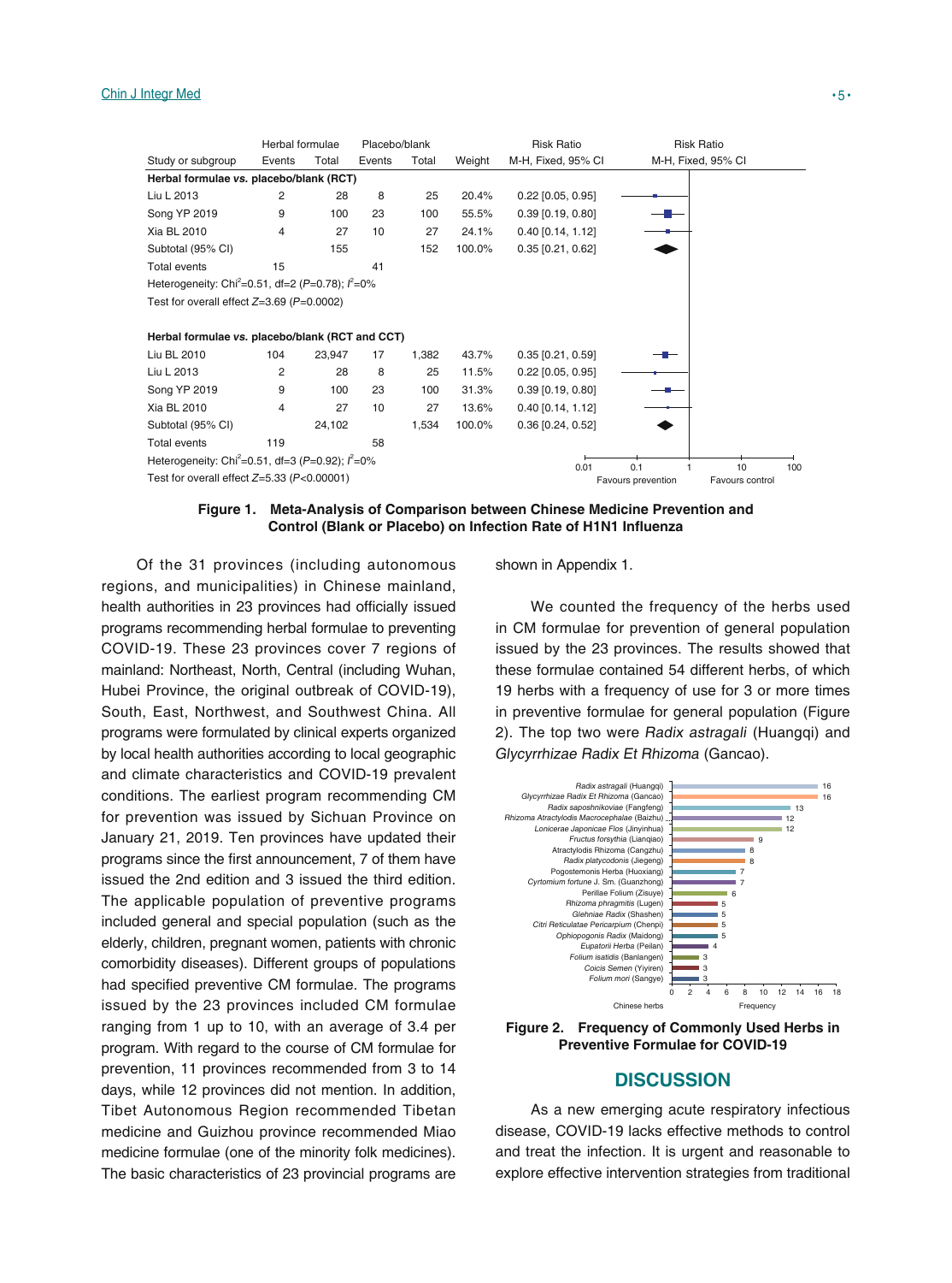| Study or subgroup | Herbal formulae Events | Herbal formulae Total | Placebo/blank Events | Placebo/blank Total | Weight | Risk Ratio M-H, Fixed, 95% CI |
|---|---|---|---|---|---|---|
| **Herbal formulae *vs.* placebo/blank (RCT)** | | | | | | |
| Liu L 2013 | 2 | 28 | 8 | 25 | 20.4% | 0.22 [0.05, 0.95] |
| Song YP 2019 | 9 | 100 | 23 | 100 | 55.5% | 0.39 [0.19, 0.80] |
| Xia BL 2010 | 4 | 27 | 10 | 27 | 24.1% | 0.40 [0.14, 1.12] |
| Subtotal (95% CI) | | 155 | | 152 | 100.0% | 0.35 [0.21, 0.62] |
| Total events | 15 | | 41 | | | |
| Heterogeneity: $Chi^2$=0.51, df=2 ($P$=0.78); $I^2$=0% | | | | | | |
| Test for overall effect $Z$=3.69 ($P$=0.0002) | | | | | | |
| **Herbal formulae *vs.* placebo/blank (RCT and CCT)** | | | | | | |
| Liu BL 2010 | 104 | 23,947 | 17 | 1,382 | 43.7% | 0.35 [0.21, 0.59] |
| Liu L 2013 | 2 | 28 | 8 | 25 | 11.5% | 0.22 [0.05, 0.95] |
| Song YP 2019 | 9 | 100 | 23 | 100 | 31.3% | 0.39 [0.19, 0.80] |
| Xia BL 2010 | 4 | 27 | 10 | 27 | 13.6% | 0.40 [0.14, 1.12] |
| Subtotal (95% CI) | | 24,102 | | 1,534 | 100.0% | 0.36 [0.24, 0.52] |
| Total events | 119 | | 58 | | | |
| Heterogeneity: $Chi^2$=0.51, df=3 ($P$=0.92); $I^2$=0% | | | | | | |
| Test for overall effect $Z$=5.33 ($P$<0.00001) | | | | | | |

**Figure 1. Meta-Analysis of Comparison between Chinese Medicine Prevention and Control (Blank or Placebo) on Infection Rate of H1N1 Influenza**

Of the 31 provinces (including autonomous regions, and municipalities) in Chinese mainland, health authorities in 23 provinces had officially issued programs recommending herbal formulae to preventing COVID-19. These 23 provinces cover 7 regions of mainland: Northeast, North, Central (including Wuhan, Hubei Province, the original outbreak of COVID-19), South, East, Northwest, and Southwest China. All programs were formulated by clinical experts organized by local health authorities according to local geographic and climate characteristics and COVID-19 prevalent conditions. The earliest program recommending CM for prevention was issued by Sichuan Province on January 21, 2019. Ten provinces have updated their programs since the first announcement, 7 of them have issued the 2nd edition and 3 issued the third edition. The applicable population of preventive programs included general and special population (such as the elderly, children, pregnant women, patients with chronic comorbidity diseases). Different groups of populations had specified preventive CM formulae. The programs issued by the 23 provinces included CM formulae ranging from 1 up to 10, with an average of 3.4 per program. With regard to the course of CM formulae for prevention, 11 provinces recommended from 3 to 14 days, while 12 provinces did not mention. In addition, Tibet Autonomous Region recommended Tibetan medicine and Guizhou province recommended Miao medicine formulae (one of the minority folk medicines). The basic characteristics of 23 provincial programs are shown in Appendix 1.

We counted the frequency of the herbs used in CM formulae for prevention of general population issued by the 23 provinces. The results showed that these formulae contained 54 different herbs, of which 19 herbs with a frequency of use for 3 or more times in preventive formulae for general population (Figure 2). The top two were *Radix astragali* (Huangqi) and *Glycyrrhizae Radix Et Rhizoma* (Gancao).

| Chinese herbs | Frequency |
|---|---|
| *Radix astragali* (Huangqi) | 16 |
| *Glycyrrhizae Radix Et Rhizoma* (Gancao) | 16 |
| *Radix saposhnikoviae* (Fangfeng) | 13 |
| *Rhizoma Atractylodis Macrocephalae* (Baizhu) | 12 |
| *Lonicerae Japonicae Flos* (Jinyinhua) | 12 |
| *Fructus forsythia* (Lianqiao) | 9 |
| Atractylodis Rhizoma (Cangzhu) | 8 |
| *Radix platycodonis* (Jiegeng) | 8 |
| Pogostemonis Herba (Huoxiang) | 7 |
| *Cyrtomium fortune* J. Sm. (Guanzhong) | 7 |
| Perillae Folium (Zisuye) | 6 |
| *Rhizoma phragmitis* (Lugen) | 5 |
| *Glehniae Radix* (Shashen) | 5 |
| *Citri Reticulatae Pericarpium* (Chenpi) | 5 |
| *Ophiopogonis Radix* (Maidong) | 5 |
| *Eupatorii Herba* (Peilan) | 4 |
| *Folium isatidis* (Banlangen) | 3 |
| *Coicis Semen* (Yiyiren) | 3 |
| *Folium mori* (Sangye) | 3 |

**Figure 2. Frequency of Commonly Used Herbs in Preventive Formulae for COVID-19**

## DISCUSSION

As a new emerging acute respiratory infectious disease, COVID-19 lacks effective methods to control and treat the infection. It is urgent and reasonable to explore effective intervention strategies from traditional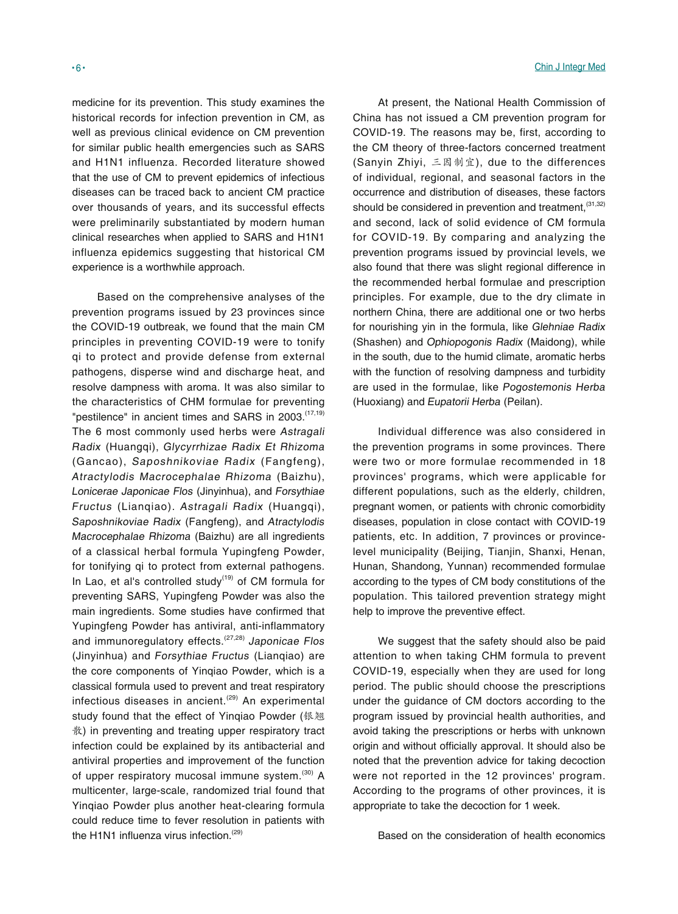medicine for its prevention. This study examines the historical records for infection prevention in CM, as well as previous clinical evidence on CM prevention for similar public health emergencies such as SARS and H1N1 influenza. Recorded literature showed that the use of CM to prevent epidemics of infectious diseases can be traced back to ancient CM practice over thousands of years, and its successful effects were preliminarily substantiated by modern human clinical researches when applied to SARS and H1N1 influenza epidemics suggesting that historical CM experience is a worthwhile approach.

Based on the comprehensive analyses of the prevention programs issued by 23 provinces since the COVID-19 outbreak, we found that the main CM principles in preventing COVID-19 were to tonify qi to protect and provide defense from external pathogens, disperse wind and discharge heat, and resolve dampness with aroma. It was also similar to the characteristics of CHM formulae for preventing "pestilence" in ancient times and SARS in 2003.[17,19] The 6 most commonly used herbs were *Astragali Radix* (Huangqi), *Glycyrrhizae Radix Et Rhizoma* (Gancao), *Saposhnikoviae Radix* (Fangfeng), *Atractylodis Macrocephalae Rhizoma* (Baizhu), *Lonicerae Japonicae Flos* (Jinyinhua), and *Forsythiae Fructus* (Lianqiao). *Astragali Radix* (Huangqi), *Saposhnikoviae Radix* (Fangfeng), and *Atractylodis Macrocephalae Rhizoma* (Baizhu) are all ingredients of a classical herbal formula Yupingfeng Powder, for tonifying qi to protect from external pathogens. In Lao, et al's controlled study[19] of CM formula for preventing SARS, Yupingfeng Powder was also the main ingredients. Some studies have confirmed that Yupingfeng Powder has antiviral, anti-inflammatory and immunoregulatory effects.[27,28] *Japonicae Flos* (Jinyinhua) and *Forsythiae Fructus* (Lianqiao) are the core components of Yinqiao Powder, which is a classical formula used to prevent and treat respiratory infectious diseases in ancient.[29] An experimental study found that the effect of Yinqiao Powder (银翘散) in preventing and treating upper respiratory tract infection could be explained by its antibacterial and antiviral properties and improvement of the function of upper respiratory mucosal immune system.[30] A multicenter, large-scale, randomized trial found that Yinqiao Powder plus another heat-clearing formula could reduce time to fever resolution in patients with the H1N1 influenza virus infection.[29]

At present, the National Health Commission of China has not issued a CM prevention program for COVID-19. The reasons may be, first, according to the CM theory of three-factors concerned treatment (Sanyin Zhiyi, 三因制宜), due to the differences of individual, regional, and seasonal factors in the occurrence and distribution of diseases, these factors should be considered in prevention and treatment,[31,32] and second, lack of solid evidence of CM formula for COVID-19. By comparing and analyzing the prevention programs issued by provincial levels, we also found that there was slight regional difference in the recommended herbal formulae and prescription principles. For example, due to the dry climate in northern China, there are additional one or two herbs for nourishing yin in the formula, like *Glehniae Radix* (Shashen) and *Ophiopogonis Radix* (Maidong), while in the south, due to the humid climate, aromatic herbs with the function of resolving dampness and turbidity are used in the formulae, like *Pogostemonis Herba* (Huoxiang) and *Eupatorii Herba* (Peilan).

Individual difference was also considered in the prevention programs in some provinces. There were two or more formulae recommended in 18 provinces' programs, which were applicable for different populations, such as the elderly, children, pregnant women, or patients with chronic comorbidity diseases, population in close contact with COVID-19 patients, etc. In addition, 7 provinces or province-level municipality (Beijing, Tianjin, Shanxi, Henan, Hunan, Shandong, Yunnan) recommended formulae according to the types of CM body constitutions of the population. This tailored prevention strategy might help to improve the preventive effect.

We suggest that the safety should also be paid attention to when taking CHM formula to prevent COVID-19, especially when they are used for long period. The public should choose the prescriptions under the guidance of CM doctors according to the program issued by provincial health authorities, and avoid taking the prescriptions or herbs with unknown origin and without officially approval. It should also be noted that the prevention advice for taking decoction were not reported in the 12 provinces' program. According to the programs of other provinces, it is appropriate to take the decoction for 1 week.

Based on the consideration of health economics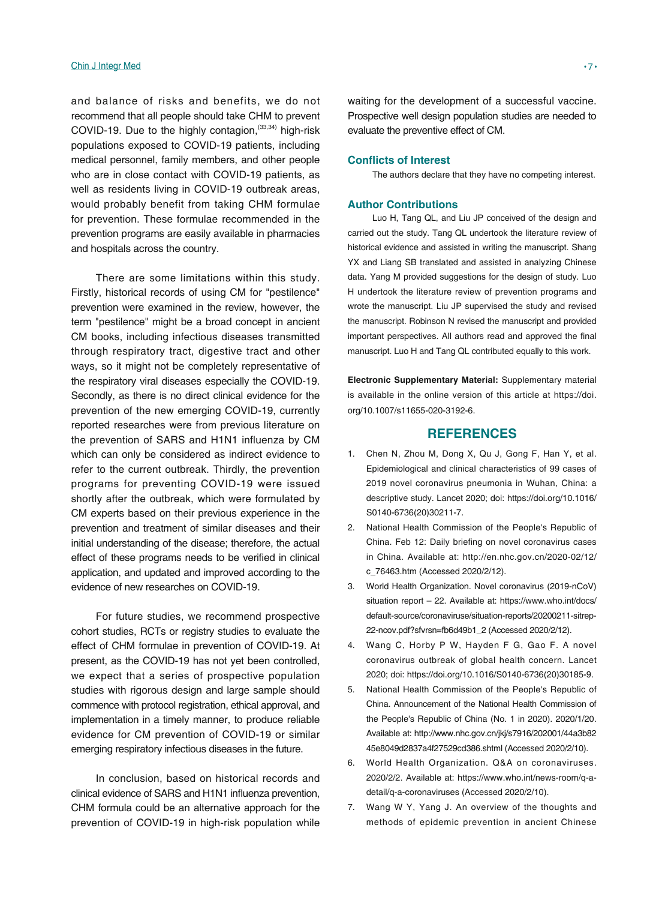and balance of risks and benefits, we do not recommend that all people should take CHM to prevent COVID-19. Due to the highly contagion,[33,34] high-risk populations exposed to COVID-19 patients, including medical personnel, family members, and other people who are in close contact with COVID-19 patients, as well as residents living in COVID-19 outbreak areas, would probably benefit from taking CHM formulae for prevention. These formulae recommended in the prevention programs are easily available in pharmacies and hospitals across the country.

There are some limitations within this study. Firstly, historical records of using CM for "pestilence" prevention were examined in the review, however, the term "pestilence" might be a broad concept in ancient CM books, including infectious diseases transmitted through respiratory tract, digestive tract and other ways, so it might not be completely representative of the respiratory viral diseases especially the COVID-19. Secondly, as there is no direct clinical evidence for the prevention of the new emerging COVID-19, currently reported researches were from previous literature on the prevention of SARS and H1N1 influenza by CM which can only be considered as indirect evidence to refer to the current outbreak. Thirdly, the prevention programs for preventing COVID-19 were issued shortly after the outbreak, which were formulated by CM experts based on their previous experience in the prevention and treatment of similar diseases and their initial understanding of the disease; therefore, the actual effect of these programs needs to be verified in clinical application, and updated and improved according to the evidence of new researches on COVID-19.

For future studies, we recommend prospective cohort studies, RCTs or registry studies to evaluate the effect of CHM formulae in prevention of COVID-19. At present, as the COVID-19 has not yet been controlled, we expect that a series of prospective population studies with rigorous design and large sample should commence with protocol registration, ethical approval, and implementation in a timely manner, to produce reliable evidence for CM prevention of COVID-19 or similar emerging respiratory infectious diseases in the future.

In conclusion, based on historical records and clinical evidence of SARS and H1N1 influenza prevention, CHM formula could be an alternative approach for the prevention of COVID-19 in high-risk population while waiting for the development of a successful vaccine. Prospective well design population studies are needed to evaluate the preventive effect of CM.

## Conflicts of Interest

The authors declare that they have no competing interest.

## Author Contributions

Luo H, Tang QL, and Liu JP conceived of the design and carried out the study. Tang QL undertook the literature review of historical evidence and assisted in writing the manuscript. Shang YX and Liang SB translated and assisted in analyzing Chinese data. Yang M provided suggestions for the design of study. Luo H undertook the literature review of prevention programs and wrote the manuscript. Liu JP supervised the study and revised the manuscript. Robinson N revised the manuscript and provided important perspectives. All authors read and approved the final manuscript. Luo H and Tang QL contributed equally to this work.

**Electronic Supplementary Material:** Supplementary material is available in the online version of this article at https://doi.org/10.1007/s11655-020-3192-6.

## REFERENCES

1. Chen N, Zhou M, Dong X, Qu J, Gong F, Han Y, et al. Epidemiological and clinical characteristics of 99 cases of 2019 novel coronavirus pneumonia in Wuhan, China: a descriptive study. Lancet 2020; doi: https://doi.org/10.1016/S0140-6736(20)30211-7.
2. National Health Commission of the People's Republic of China. Feb 12: Daily briefing on novel coronavirus cases in China. Available at: http://en.nhc.gov.cn/2020-02/12/c_76463.htm (Accessed 2020/2/12).
3. World Health Organization. Novel coronavirus (2019-nCoV) situation report – 22. Available at: https://www.who.int/docs/default-source/coronaviruse/situation-reports/20200211-sitrep-22-ncov.pdf?sfvrsn=fb6d49b1_2 (Accessed 2020/2/12).
4. Wang C, Horby P W, Hayden F G, Gao F. A novel coronavirus outbreak of global health concern. Lancet 2020; doi: https://doi.org/10.1016/S0140-6736(20)30185-9.
5. National Health Commission of the People's Republic of China. Announcement of the National Health Commission of the People's Republic of China (No. 1 in 2020). 2020/1/20. Available at: http://www.nhc.gov.cn/jkj/s7916/202001/44a3b8245e8049d2837a4f27529cd386.shtml (Accessed 2020/2/10).
6. World Health Organization. Q&A on coronaviruses. 2020/2/2. Available at: https://www.who.int/news-room/q-a-detail/q-a-coronaviruses (Accessed 2020/2/10).
7. Wang W Y, Yang J. An overview of the thoughts and methods of epidemic prevention in ancient Chinese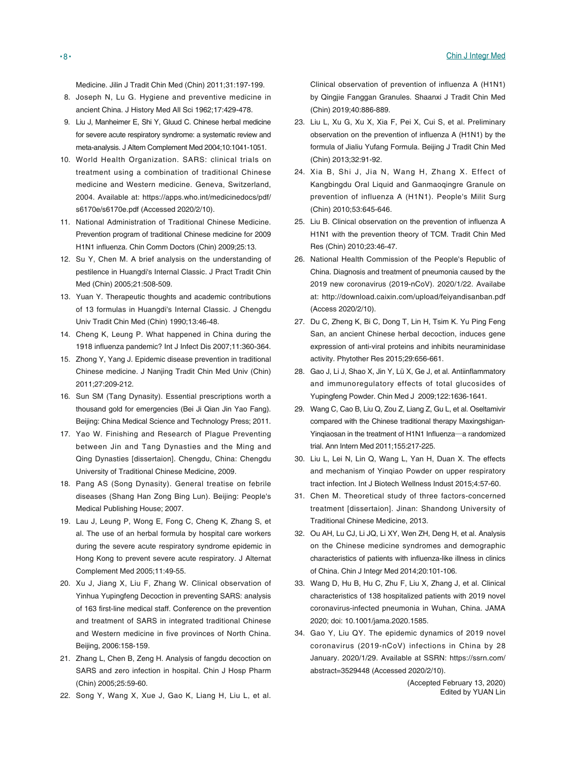Medicine. Jilin J Tradit Chin Med (Chin) 2011;31:197-199.

8. Joseph N, Lu G. Hygiene and preventive medicine in ancient China. J History Med All Sci 1962;17:429-478.
9. Liu J, Manheimer E, Shi Y, Gluud C. Chinese herbal medicine for severe acute respiratory syndrome: a systematic review and meta-analysis. J Altern Complement Med 2004;10:1041-1051.
10. World Health Organization. SARS: clinical trials on treatment using a combination of traditional Chinese medicine and Western medicine. Geneva, Switzerland, 2004. Available at: https://apps.who.int/medicinedocs/pdf/s6170e/s6170e.pdf (Accessed 2020/2/10).
11. National Administration of Traditional Chinese Medicine. Prevention program of traditional Chinese medicine for 2009 H1N1 influenza. Chin Comm Doctors (Chin) 2009;25:13.
12. Su Y, Chen M. A brief analysis on the understanding of pestilence in Huangdi's Internal Classic. J Pract Tradit Chin Med (Chin) 2005;21:508-509.
13. Yuan Y. Therapeutic thoughts and academic contributions of 13 formulas in Huangdi's Internal Classic. J Chengdu Univ Tradit Chin Med (Chin) 1990;13:46-48.
14. Cheng K, Leung P. What happened in China during the 1918 influenza pandemic? Int J Infect Dis 2007;11:360-364.
15. Zhong Y, Yang J. Epidemic disease prevention in traditional Chinese medicine. J Nanjing Tradit Chin Med Univ (Chin) 2011;27:209-212.
16. Sun SM (Tang Dynasity). Essential prescriptions worth a thousand gold for emergencies (Bei Ji Qian Jin Yao Fang). Beijing: China Medical Science and Technology Press; 2011.
17. Yao W. Finishing and Research of Plague Preventing between Jin and Tang Dynasties and the Ming and Qing Dynasties [dissertaion]. Chengdu, China: Chengdu University of Traditional Chinese Medicine, 2009.
18. Pang AS (Song Dynasity). General treatise on febrile diseases (Shang Han Zong Bing Lun). Beijing: People's Medical Publishing House; 2007.
19. Lau J, Leung P, Wong E, Fong C, Cheng K, Zhang S, et al. The use of an herbal formula by hospital care workers during the severe acute respiratory syndrome epidemic in Hong Kong to prevent severe acute respiratory. J Alternat Complement Med 2005;11:49-55.
20. Xu J, Jiang X, Liu F, Zhang W. Clinical observation of Yinhua Yupingfeng Decoction in preventing SARS: analysis of 163 first-line medical staff. Conference on the prevention and treatment of SARS in integrated traditional Chinese and Western medicine in five provinces of North China. Beijing, 2006:158-159.
21. Zhang L, Chen B, Zeng H. Analysis of fangdu decoction on SARS and zero infection in hospital. Chin J Hosp Pharm (Chin) 2005;25:59-60.
22. Song Y, Wang X, Xue J, Gao K, Liang H, Liu L, et al. Clinical observation of prevention of influenza A (H1N1) by Qingjie Fanggan Granules. Shaanxi J Tradit Chin Med (Chin) 2019;40:886-889.
23. Liu L, Xu G, Xu X, Xia F, Pei X, Cui S, et al. Preliminary observation on the prevention of influenza A (H1N1) by the formula of Jialiu Yufang Formula. Beijing J Tradit Chin Med (Chin) 2013;32:91-92.
24. Xia B, Shi J, Jia N, Wang H, Zhang X. Effect of Kangbingdu Oral Liquid and Ganmaoqingre Granule on prevention of influenza A (H1N1). People's Milit Surg (Chin) 2010;53:645-646.
25. Liu B. Clinical observation on the prevention of influenza A H1N1 with the prevention theory of TCM. Tradit Chin Med Res (Chin) 2010;23:46-47.
26. National Health Commission of the People's Republic of China. Diagnosis and treatment of pneumonia caused by the 2019 new coronavirus (2019-nCoV). 2020/1/22. Availabe at: http://download.caixin.com/upload/feiyandisanban.pdf (Access 2020/2/10).
27. Du C, Zheng K, Bi C, Dong T, Lin H, Tsim K. Yu Ping Feng San, an ancient Chinese herbal decoction, induces gene expression of anti-viral proteins and inhibits neuraminidase activity. Phytother Res 2015;29:656-661.
28. Gao J, Li J, Shao X, Jin Y, Lü X, Ge J, et al. Antiinflammatory and immunoregulatory effects of total glucosides of Yupingfeng Powder. Chin Med J 2009;122:1636-1641.
29. Wang C, Cao B, Liu Q, Zou Z, Liang Z, Gu L, et al. Oseltamivir compared with the Chinese traditional therapy Maxingshigan-Yinqiaosan in the treatment of H1N1 Influenza—a randomized trial. Ann Intern Med 2011;155:217-225.
30. Liu L, Lei N, Lin Q, Wang L, Yan H, Duan X. The effects and mechanism of Yinqiao Powder on upper respiratory tract infection. Int J Biotech Wellness Indust 2015;4:57-60.
31. Chen M. Theoretical study of three factors-concerned treatment [dissertaion]. Jinan: Shandong University of Traditional Chinese Medicine, 2013.
32. Ou AH, Lu CJ, Li JQ, Li XY, Wen ZH, Deng H, et al. Analysis on the Chinese medicine syndromes and demographic characteristics of patients with influenza-like illness in clinics of China. Chin J Integr Med 2014;20:101-106.
33. Wang D, Hu B, Hu C, Zhu F, Liu X, Zhang J, et al. Clinical characteristics of 138 hospitalized patients with 2019 novel coronavirus-infected pneumonia in Wuhan, China. JAMA 2020; doi: 10.1001/jama.2020.1585.
34. Gao Y, Liu QY. The epidemic dynamics of 2019 novel coronavirus (2019-nCoV) infections in China by 28 January. 2020/1/29. Available at SSRN: https://ssrn.com/abstract=3529448 (Accessed 2020/2/10).

(Accepted February 13, 2020)
Edited by YUAN Lin